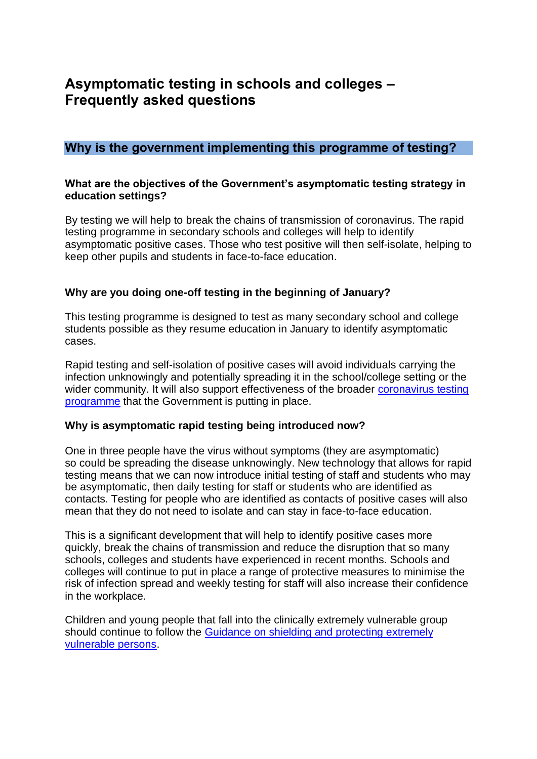# Asymptomatic testing in schools and colleges – Frequently asked questions

## Why is the government implementing this programme of testing?

### What are the objectives of the Government's asymptomatic testing strategy in education settings?

By testing we will help to break the chains of transmission of coronavirus. The rapid testing programme in secondary schools and colleges will help to identify asymptomatic positive cases. Those who test positive will then self-isolate, helping to keep other pupils and students in face-to-face education.

### Why are you doing one-off testing in the beginning of January?

This testing programme is designed to test as many secondary school and college students possible as they resume education in January to identify asymptomatic cases.

Rapid testing and self-isolation of positive cases will avoid individuals carrying the infection unknowingly and potentially spreading it in the school/college setting or the wider community. It will also support effectiveness of the broader coronavirus testing programme that the Government is putting in place.

### Why is asymptomatic rapid testing being introduced now?

One in three people have the virus without symptoms (they are asymptomatic) so could be spreading the disease unknowingly. New technology that allows for rapid testing means that we can now introduce initial testing of staff and students who may be asymptomatic, then daily testing for staff or students who are identified as contacts. Testing for people who are identified as contacts of positive cases will also mean that they do not need to isolate and can stay in face-to-face education.

This is a significant development that will help to identify positive cases more quickly, break the chains of transmission and reduce the disruption that so many schools, colleges and students have experienced in recent months. Schools and colleges will continue to put in place a range of protective measures to minimise the risk of infection spread and weekly testing for staff will also increase their confidence in the workplace.

Children and young people that fall into the clinically extremely vulnerable group should continue to follow the Guidance on shielding and protecting extremely vulnerable persons.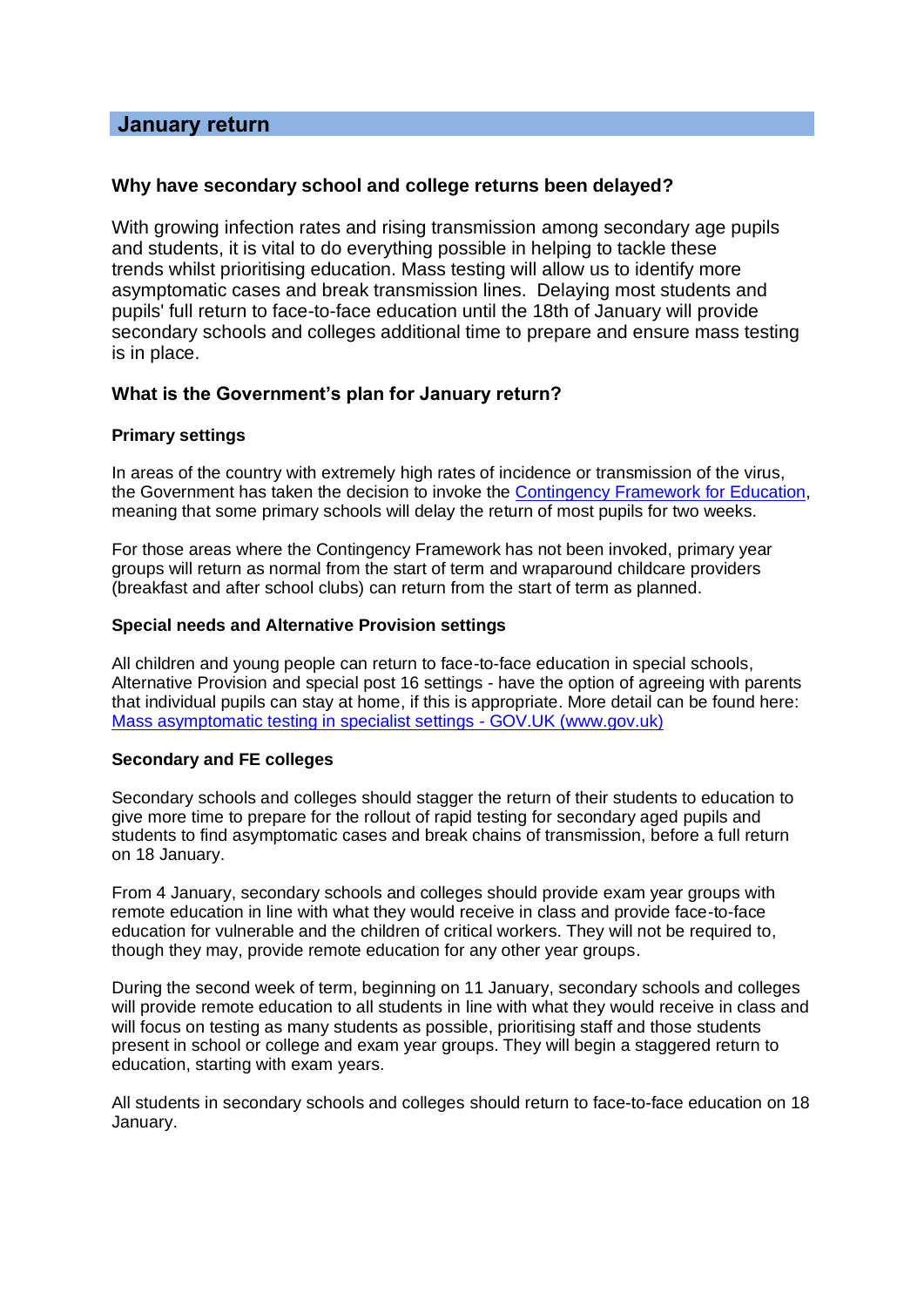## January return

### Why have secondary school and college returns been delayed?

With growing infection rates and rising transmission among secondary age pupils and students, it is vital to do everything possible in helping to tackle these trends whilst prioritising education. Mass testing will allow us to identify more asymptomatic cases and break transmission lines. Delaying most students and pupils' full return to face-to-face education until the 18th of January will provide secondary schools and colleges additional time to prepare and ensure mass testing is in place.

### What is the Government's plan for January return?

#### Primary settings

In areas of the country with extremely high rates of incidence or transmission of the virus, the Government has taken the decision to invoke the [Contingency Framework for Education](), meaning that some primary schools will delay the return of most pupils for two weeks.

For those areas where the Contingency Framework has not been invoked, primary year groups will return as normal from the start of term and wraparound childcare providers (breakfast and after school clubs) can return from the start of term as planned.

#### Special needs and Alternative Provision settings

All children and young people can return to face-to-face education in special schools, Alternative Provision and special post 16 settings - have the option of agreeing with parents that individual pupils can stay at home, if this is appropriate. More detail can be found here: [Mass asymptomatic testing in specialist settings - GOV.UK (www.gov.uk)]()

#### Secondary and FE colleges

Secondary schools and colleges should stagger the return of their students to education to give more time to prepare for the rollout of rapid testing for secondary aged pupils and students to find asymptomatic cases and break chains of transmission, before a full return on 18 January.

From 4 January, secondary schools and colleges should provide exam year groups with remote education in line with what they would receive in class and provide face-to-face education for vulnerable and the children of critical workers. They will not be required to, though they may, provide remote education for any other year groups.

During the second week of term, beginning on 11 January, secondary schools and colleges will provide remote education to all students in line with what they would receive in class and will focus on testing as many students as possible, prioritising staff and those students present in school or college and exam year groups. They will begin a staggered return to education, starting with exam years.

All students in secondary schools and colleges should return to face-to-face education on 18 January.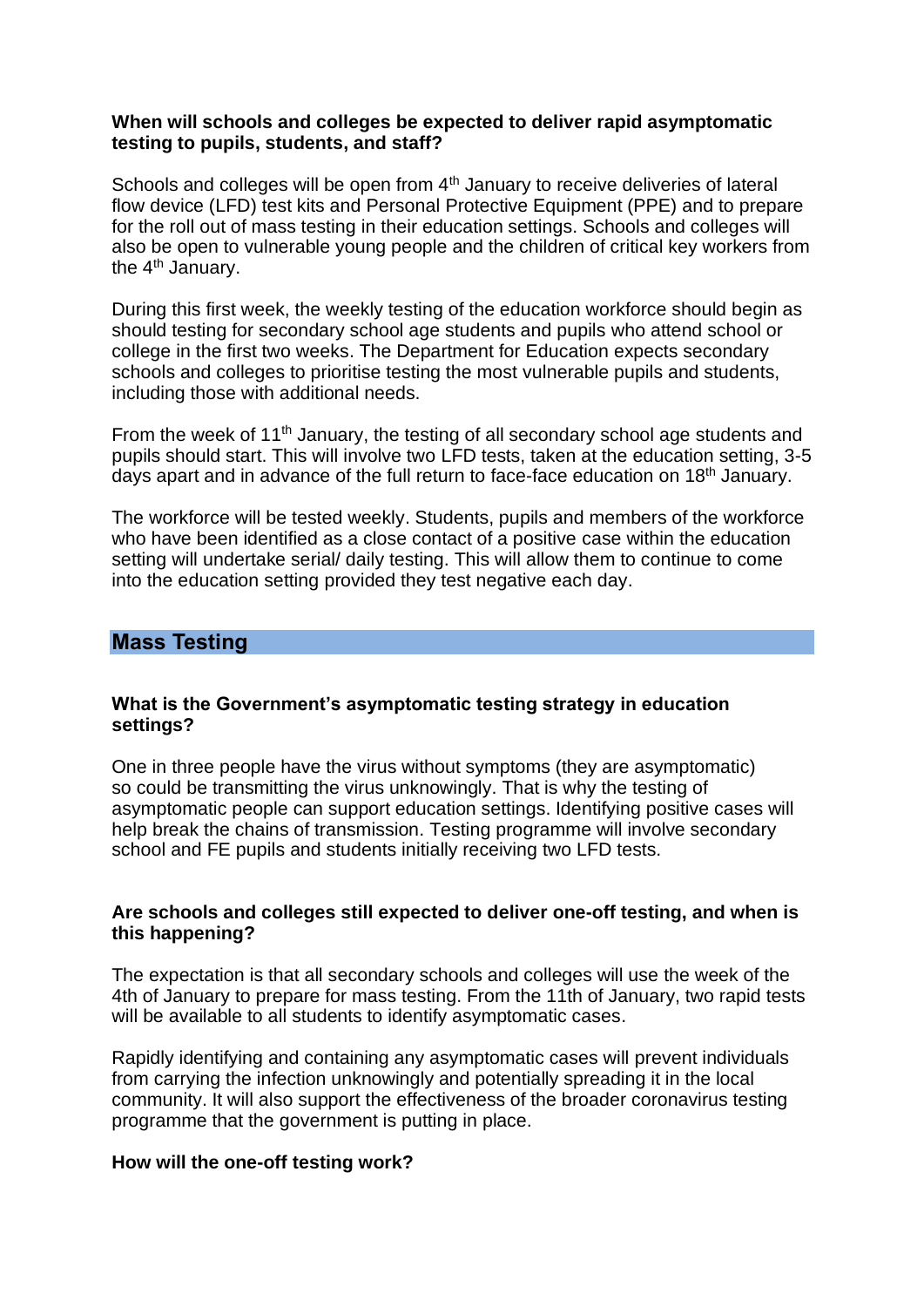**When will schools and colleges be expected to deliver rapid asymptomatic testing to pupils, students, and staff?**

Schools and colleges will be open from 4th January to receive deliveries of lateral flow device (LFD) test kits and Personal Protective Equipment (PPE) and to prepare for the roll out of mass testing in their education settings. Schools and colleges will also be open to vulnerable young people and the children of critical key workers from the 4th January.

During this first week, the weekly testing of the education workforce should begin as should testing for secondary school age students and pupils who attend school or college in the first two weeks. The Department for Education expects secondary schools and colleges to prioritise testing the most vulnerable pupils and students, including those with additional needs.

From the week of 11th January, the testing of all secondary school age students and pupils should start. This will involve two LFD tests, taken at the education setting, 3-5 days apart and in advance of the full return to face-face education on 18th January.

The workforce will be tested weekly. Students, pupils and members of the workforce who have been identified as a close contact of a positive case within the education setting will undertake serial/ daily testing. This will allow them to continue to come into the education setting provided they test negative each day.

## Mass Testing

**What is the Government's asymptomatic testing strategy in education settings?**

One in three people have the virus without symptoms (they are asymptomatic) so could be transmitting the virus unknowingly. That is why the testing of asymptomatic people can support education settings. Identifying positive cases will help break the chains of transmission. Testing programme will involve secondary school and FE pupils and students initially receiving two LFD tests.

**Are schools and colleges still expected to deliver one-off testing, and when is this happening?**

The expectation is that all secondary schools and colleges will use the week of the 4th of January to prepare for mass testing. From the 11th of January, two rapid tests will be available to all students to identify asymptomatic cases.

Rapidly identifying and containing any asymptomatic cases will prevent individuals from carrying the infection unknowingly and potentially spreading it in the local community. It will also support the effectiveness of the broader coronavirus testing programme that the government is putting in place.

**How will the one-off testing work?**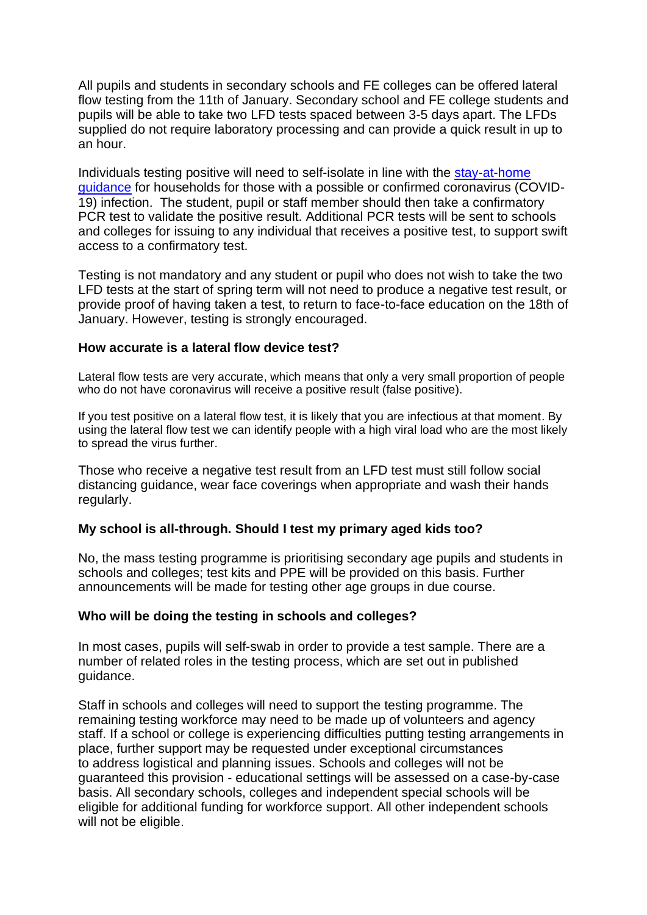All pupils and students in secondary schools and FE colleges can be offered lateral flow testing from the 11th of January. Secondary school and FE college students and pupils will be able to take two LFD tests spaced between 3-5 days apart. The LFDs supplied do not require laboratory processing and can provide a quick result in up to an hour.

Individuals testing positive will need to self-isolate in line with the [stay-at-home guidance] for households for those with a possible or confirmed coronavirus (COVID-19) infection. The student, pupil or staff member should then take a confirmatory PCR test to validate the positive result. Additional PCR tests will be sent to schools and colleges for issuing to any individual that receives a positive test, to support swift access to a confirmatory test.

Testing is not mandatory and any student or pupil who does not wish to take the two LFD tests at the start of spring term will not need to produce a negative test result, or provide proof of having taken a test, to return to face-to-face education on the 18th of January. However, testing is strongly encouraged.

**How accurate is a lateral flow device test?**

Lateral flow tests are very accurate, which means that only a very small proportion of people who do not have coronavirus will receive a positive result (false positive).

If you test positive on a lateral flow test, it is likely that you are infectious at that moment. By using the lateral flow test we can identify people with a high viral load who are the most likely to spread the virus further.

Those who receive a negative test result from an LFD test must still follow social distancing guidance, wear face coverings when appropriate and wash their hands regularly.

**My school is all-through. Should I test my primary aged kids too?**

No, the mass testing programme is prioritising secondary age pupils and students in schools and colleges; test kits and PPE will be provided on this basis. Further announcements will be made for testing other age groups in due course.

**Who will be doing the testing in schools and colleges?**

In most cases, pupils will self-swab in order to provide a test sample. There are a number of related roles in the testing process, which are set out in published guidance.

Staff in schools and colleges will need to support the testing programme. The remaining testing workforce may need to be made up of volunteers and agency staff. If a school or college is experiencing difficulties putting testing arrangements in place, further support may be requested under exceptional circumstances to address logistical and planning issues. Schools and colleges will not be guaranteed this provision - educational settings will be assessed on a case-by-case basis. All secondary schools, colleges and independent special schools will be eligible for additional funding for workforce support. All other independent schools will not be eligible.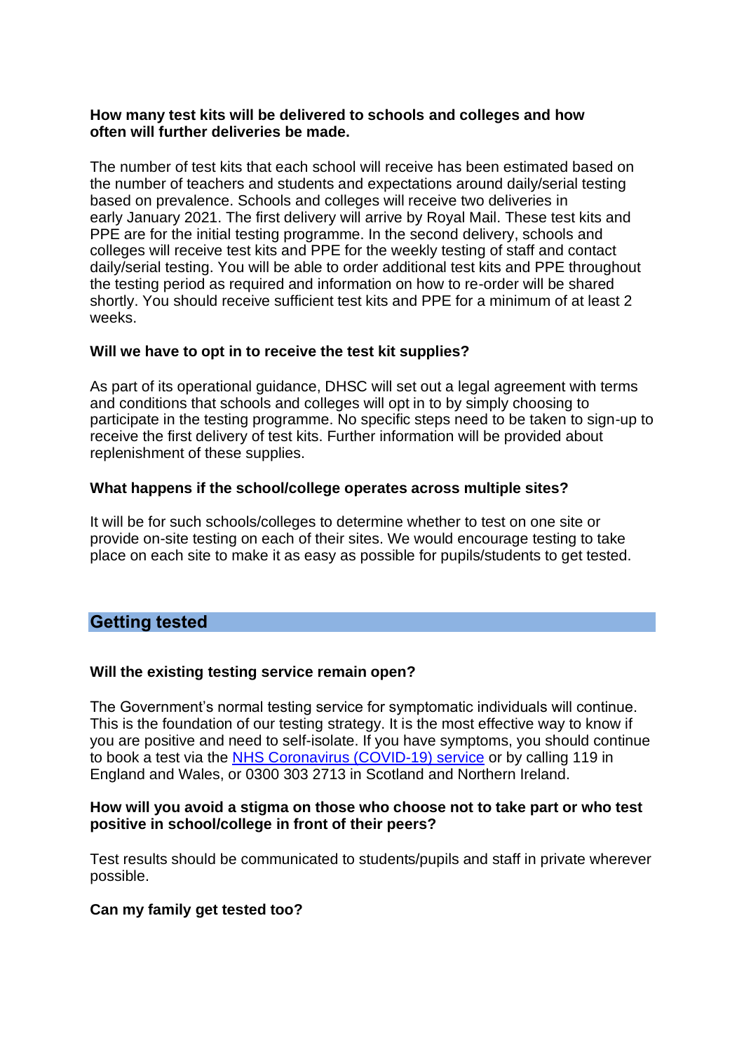**How many test kits will be delivered to schools and colleges and how often will further deliveries be made.**

The number of test kits that each school will receive has been estimated based on the number of teachers and students and expectations around daily/serial testing based on prevalence. Schools and colleges will receive two deliveries in early January 2021. The first delivery will arrive by Royal Mail. These test kits and PPE are for the initial testing programme. In the second delivery, schools and colleges will receive test kits and PPE for the weekly testing of staff and contact daily/serial testing. You will be able to order additional test kits and PPE throughout the testing period as required and information on how to re-order will be shared shortly. You should receive sufficient test kits and PPE for a minimum of at least 2 weeks.

**Will we have to opt in to receive the test kit supplies?**

As part of its operational guidance, DHSC will set out a legal agreement with terms and conditions that schools and colleges will opt in to by simply choosing to participate in the testing programme. No specific steps need to be taken to sign-up to receive the first delivery of test kits. Further information will be provided about replenishment of these supplies.

**What happens if the school/college operates across multiple sites?**

It will be for such schools/colleges to determine whether to test on one site or provide on-site testing on each of their sites. We would encourage testing to take place on each site to make it as easy as possible for pupils/students to get tested.

## Getting tested

**Will the existing testing service remain open?**

The Government's normal testing service for symptomatic individuals will continue. This is the foundation of our testing strategy. It is the most effective way to know if you are positive and need to self-isolate. If you have symptoms, you should continue to book a test via the NHS Coronavirus (COVID-19) service or by calling 119 in England and Wales, or 0300 303 2713 in Scotland and Northern Ireland.

**How will you avoid a stigma on those who choose not to take part or who test positive in school/college in front of their peers?**

Test results should be communicated to students/pupils and staff in private wherever possible.

**Can my family get tested too?**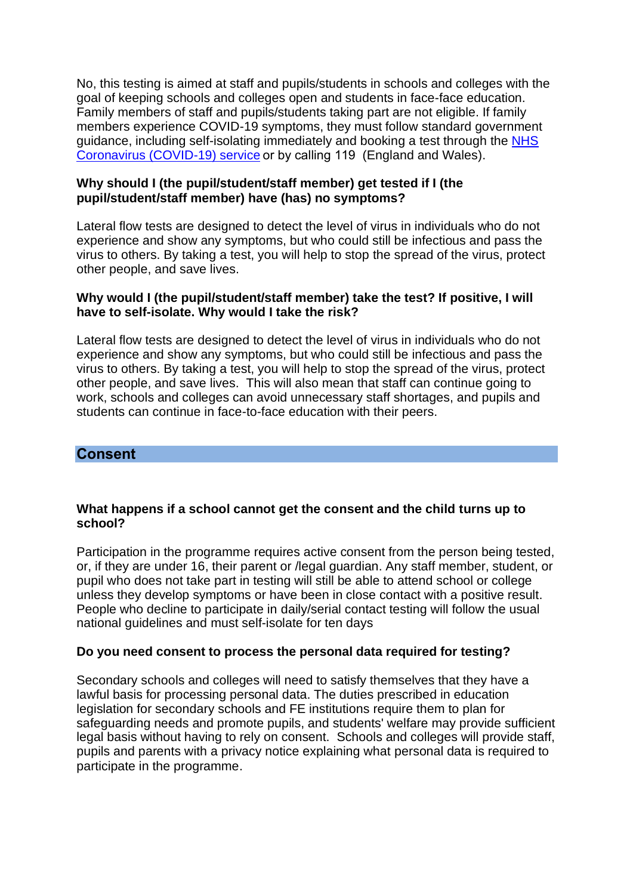No, this testing is aimed at staff and pupils/students in schools and colleges with the goal of keeping schools and colleges open and students in face-face education. Family members of staff and pupils/students taking part are not eligible. If family members experience COVID-19 symptoms, they must follow standard government guidance, including self-isolating immediately and booking a test through the [NHS Coronavirus (COVID-19) service]() or by calling 119 (England and Wales).

**Why should I (the pupil/student/staff member) get tested if I (the pupil/student/staff member) have (has) no symptoms?**

Lateral flow tests are designed to detect the level of virus in individuals who do not experience and show any symptoms, but who could still be infectious and pass the virus to others. By taking a test, you will help to stop the spread of the virus, protect other people, and save lives.

**Why would I (the pupil/student/staff member) take the test? If positive, I will have to self-isolate. Why would I take the risk?**

Lateral flow tests are designed to detect the level of virus in individuals who do not experience and show any symptoms, but who could still be infectious and pass the virus to others. By taking a test, you will help to stop the spread of the virus, protect other people, and save lives. This will also mean that staff can continue going to work, schools and colleges can avoid unnecessary staff shortages, and pupils and students can continue in face-to-face education with their peers.

## Consent

**What happens if a school cannot get the consent and the child turns up to school?**

Participation in the programme requires active consent from the person being tested, or, if they are under 16, their parent or /legal guardian. Any staff member, student, or pupil who does not take part in testing will still be able to attend school or college unless they develop symptoms or have been in close contact with a positive result. People who decline to participate in daily/serial contact testing will follow the usual national guidelines and must self-isolate for ten days

**Do you need consent to process the personal data required for testing?**

Secondary schools and colleges will need to satisfy themselves that they have a lawful basis for processing personal data. The duties prescribed in education legislation for secondary schools and FE institutions require them to plan for safeguarding needs and promote pupils, and students' welfare may provide sufficient legal basis without having to rely on consent. Schools and colleges will provide staff, pupils and parents with a privacy notice explaining what personal data is required to participate in the programme.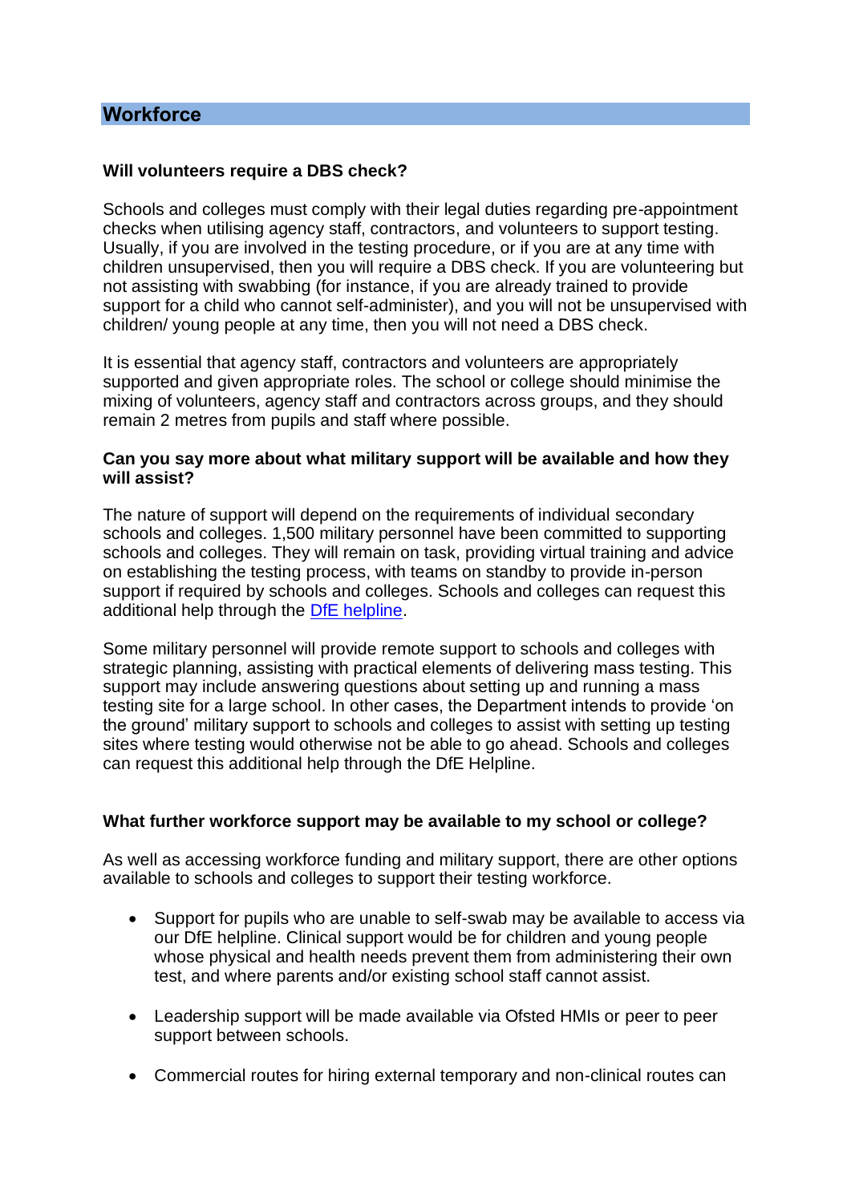## Workforce

**Will volunteers require a DBS check?**

Schools and colleges must comply with their legal duties regarding pre-appointment checks when utilising agency staff, contractors, and volunteers to support testing. Usually, if you are involved in the testing procedure, or if you are at any time with children unsupervised, then you will require a DBS check. If you are volunteering but not assisting with swabbing (for instance, if you are already trained to provide support for a child who cannot self-administer), and you will not be unsupervised with children/ young people at any time, then you will not need a DBS check.

It is essential that agency staff, contractors and volunteers are appropriately supported and given appropriate roles. The school or college should minimise the mixing of volunteers, agency staff and contractors across groups, and they should remain 2 metres from pupils and staff where possible.

**Can you say more about what military support will be available and how they will assist?**

The nature of support will depend on the requirements of individual secondary schools and colleges. 1,500 military personnel have been committed to supporting schools and colleges. They will remain on task, providing virtual training and advice on establishing the testing process, with teams on standby to provide in-person support if required by schools and colleges. Schools and colleges can request this additional help through the DfE helpline.

Some military personnel will provide remote support to schools and colleges with strategic planning, assisting with practical elements of delivering mass testing. This support may include answering questions about setting up and running a mass testing site for a large school. In other cases, the Department intends to provide 'on the ground' military support to schools and colleges to assist with setting up testing sites where testing would otherwise not be able to go ahead. Schools and colleges can request this additional help through the DfE Helpline.

**What further workforce support may be available to my school or college?**

As well as accessing workforce funding and military support, there are other options available to schools and colleges to support their testing workforce.

- Support for pupils who are unable to self-swab may be available to access via our DfE helpline. Clinical support would be for children and young people whose physical and health needs prevent them from administering their own test, and where parents and/or existing school staff cannot assist.
- Leadership support will be made available via Ofsted HMIs or peer to peer support between schools.
- Commercial routes for hiring external temporary and non-clinical routes can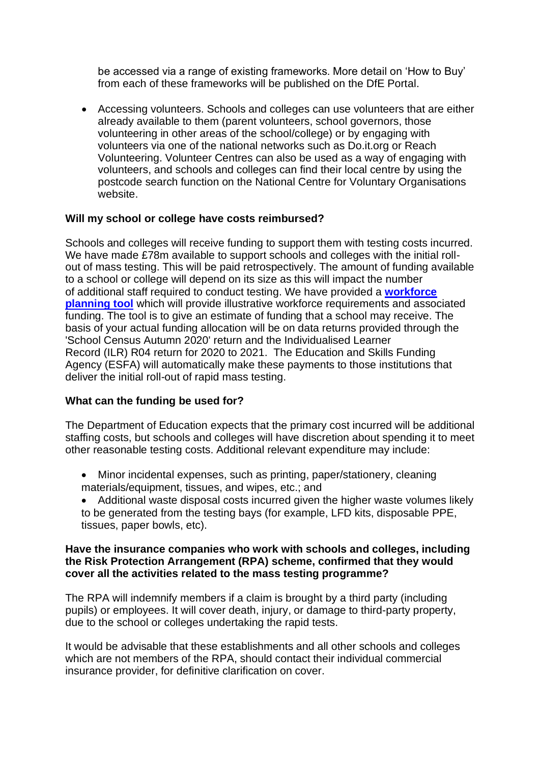be accessed via a range of existing frameworks. More detail on 'How to Buy' from each of these frameworks will be published on the DfE Portal.

- Accessing volunteers. Schools and colleges can use volunteers that are either already available to them (parent volunteers, school governors, those volunteering in other areas of the school/college) or by engaging with volunteers via one of the national networks such as Do.it.org or Reach Volunteering. Volunteer Centres can also be used as a way of engaging with volunteers, and schools and colleges can find their local centre by using the postcode search function on the National Centre for Voluntary Organisations website.

**Will my school or college have costs reimbursed?**

Schools and colleges will receive funding to support them with testing costs incurred. We have made £78m available to support schools and colleges with the initial roll-out of mass testing. This will be paid retrospectively. The amount of funding available to a school or college will depend on its size as this will impact the number of additional staff required to conduct testing. We have provided a **workforce planning tool** which will provide illustrative workforce requirements and associated funding. The tool is to give an estimate of funding that a school may receive. The basis of your actual funding allocation will be on data returns provided through the 'School Census Autumn 2020' return and the Individualised Learner Record (ILR) R04 return for 2020 to 2021. The Education and Skills Funding Agency (ESFA) will automatically make these payments to those institutions that deliver the initial roll-out of rapid mass testing.

**What can the funding be used for?**

The Department of Education expects that the primary cost incurred will be additional staffing costs, but schools and colleges will have discretion about spending it to meet other reasonable testing costs. Additional relevant expenditure may include:

- Minor incidental expenses, such as printing, paper/stationery, cleaning materials/equipment, tissues, and wipes, etc.; and
- Additional waste disposal costs incurred given the higher waste volumes likely to be generated from the testing bays (for example, LFD kits, disposable PPE, tissues, paper bowls, etc).

**Have the insurance companies who work with schools and colleges, including the Risk Protection Arrangement (RPA) scheme, confirmed that they would cover all the activities related to the mass testing programme?**

The RPA will indemnify members if a claim is brought by a third party (including pupils) or employees. It will cover death, injury, or damage to third-party property, due to the school or colleges undertaking the rapid tests.

It would be advisable that these establishments and all other schools and colleges which are not members of the RPA, should contact their individual commercial insurance provider, for definitive clarification on cover.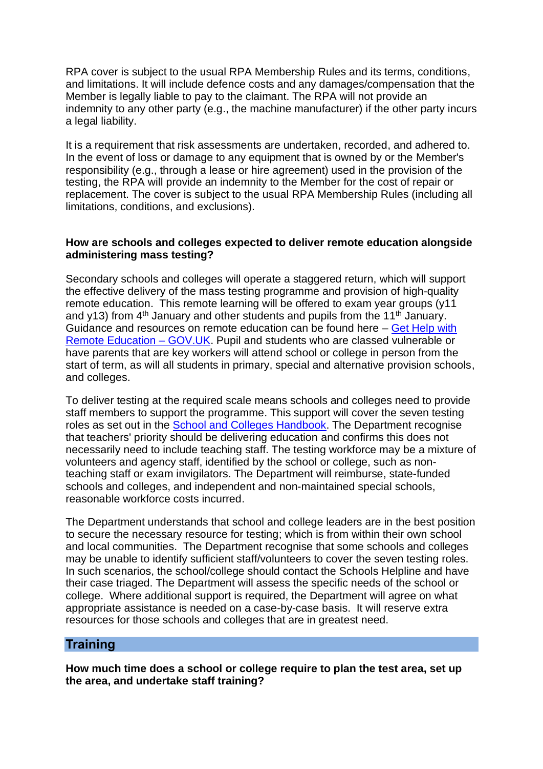RPA cover is subject to the usual RPA Membership Rules and its terms, conditions, and limitations. It will include defence costs and any damages/compensation that the Member is legally liable to pay to the claimant. The RPA will not provide an indemnity to any other party (e.g., the machine manufacturer) if the other party incurs a legal liability.

It is a requirement that risk assessments are undertaken, recorded, and adhered to. In the event of loss or damage to any equipment that is owned by or the Member's responsibility (e.g., through a lease or hire agreement) used in the provision of the testing, the RPA will provide an indemnity to the Member for the cost of repair or replacement. The cover is subject to the usual RPA Membership Rules (including all limitations, conditions, and exclusions).

**How are schools and colleges expected to deliver remote education alongside administering mass testing?**

Secondary schools and colleges will operate a staggered return, which will support the effective delivery of the mass testing programme and provision of high-quality remote education. This remote learning will be offered to exam year groups (y11 and y13) from 4th January and other students and pupils from the 11th January. Guidance and resources on remote education can be found here – [Get Help with Remote Education – GOV.UK](). Pupil and students who are classed vulnerable or have parents that are key workers will attend school or college in person from the start of term, as will all students in primary, special and alternative provision schools, and colleges.

To deliver testing at the required scale means schools and colleges need to provide staff members to support the programme. This support will cover the seven testing roles as set out in the [School and Colleges Handbook](). The Department recognise that teachers' priority should be delivering education and confirms this does not necessarily need to include teaching staff. The testing workforce may be a mixture of volunteers and agency staff, identified by the school or college, such as non-teaching staff or exam invigilators. The Department will reimburse, state-funded schools and colleges, and independent and non-maintained special schools, reasonable workforce costs incurred.

The Department understands that school and college leaders are in the best position to secure the necessary resource for testing; which is from within their own school and local communities. The Department recognise that some schools and colleges may be unable to identify sufficient staff/volunteers to cover the seven testing roles. In such scenarios, the school/college should contact the Schools Helpline and have their case triaged. The Department will assess the specific needs of the school or college. Where additional support is required, the Department will agree on what appropriate assistance is needed on a case-by-case basis. It will reserve extra resources for those schools and colleges that are in greatest need.

## Training

**How much time does a school or college require to plan the test area, set up the area, and undertake staff training?**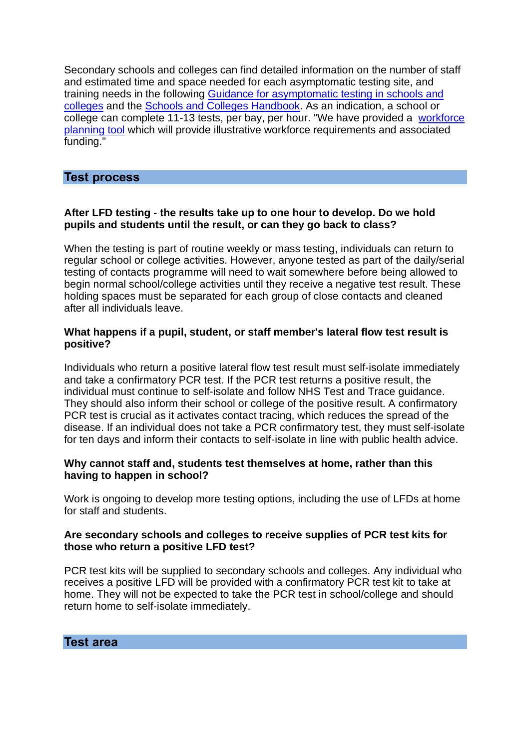Secondary schools and colleges can find detailed information on the number of staff and estimated time and space needed for each asymptomatic testing site, and training needs in the following [Guidance for asymptomatic testing in schools and colleges]() and the [Schools and Colleges Handbook](). As an indication, a school or college can complete 11-13 tests, per bay, per hour. "We have provided a [workforce planning tool]() which will provide illustrative workforce requirements and associated funding."

## Test process

**After LFD testing - the results take up to one hour to develop. Do we hold pupils and students until the result, or can they go back to class?**

When the testing is part of routine weekly or mass testing, individuals can return to regular school or college activities. However, anyone tested as part of the daily/serial testing of contacts programme will need to wait somewhere before being allowed to begin normal school/college activities until they receive a negative test result. These holding spaces must be separated for each group of close contacts and cleaned after all individuals leave.

**What happens if a pupil, student, or staff member's lateral flow test result is positive?**

Individuals who return a positive lateral flow test result must self-isolate immediately and take a confirmatory PCR test. If the PCR test returns a positive result, the individual must continue to self-isolate and follow NHS Test and Trace guidance. They should also inform their school or college of the positive result. A confirmatory PCR test is crucial as it activates contact tracing, which reduces the spread of the disease. If an individual does not take a PCR confirmatory test, they must self-isolate for ten days and inform their contacts to self-isolate in line with public health advice.

**Why cannot staff and, students test themselves at home, rather than this having to happen in school?**

Work is ongoing to develop more testing options, including the use of LFDs at home for staff and students.

**Are secondary schools and colleges to receive supplies of PCR test kits for those who return a positive LFD test?**

PCR test kits will be supplied to secondary schools and colleges. Any individual who receives a positive LFD will be provided with a confirmatory PCR test kit to take at home. They will not be expected to take the PCR test in school/college and should return home to self-isolate immediately.

## Test area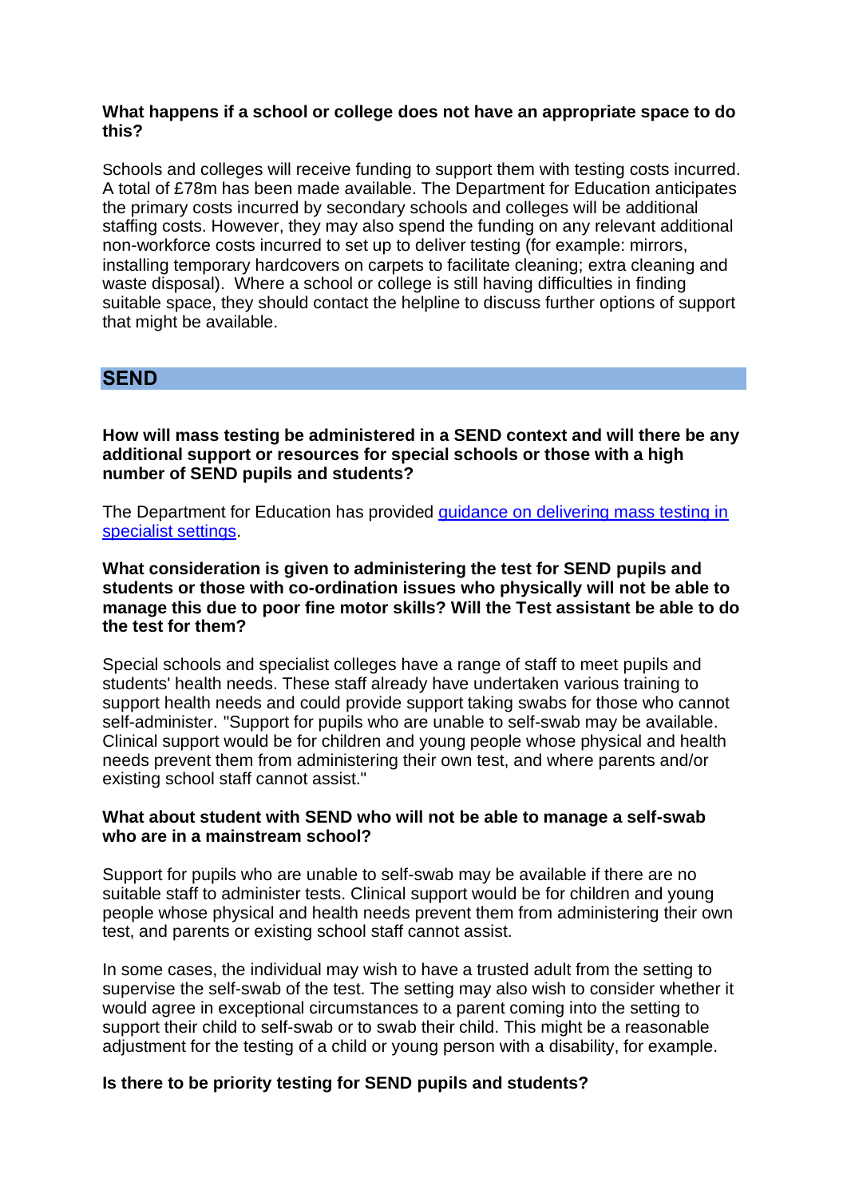**What happens if a school or college does not have an appropriate space to do this?**

Schools and colleges will receive funding to support them with testing costs incurred. A total of £78m has been made available. The Department for Education anticipates the primary costs incurred by secondary schools and colleges will be additional staffing costs. However, they may also spend the funding on any relevant additional non-workforce costs incurred to set up to deliver testing (for example: mirrors, installing temporary hardcovers on carpets to facilitate cleaning; extra cleaning and waste disposal). Where a school or college is still having difficulties in finding suitable space, they should contact the helpline to discuss further options of support that might be available.

## SEND

**How will mass testing be administered in a SEND context and will there be any additional support or resources for special schools or those with a high number of SEND pupils and students?**

The Department for Education has provided [guidance on delivering mass testing in specialist settings](#).

**What consideration is given to administering the test for SEND pupils and students or those with co-ordination issues who physically will not be able to manage this due to poor fine motor skills? Will the Test assistant be able to do the test for them?**

Special schools and specialist colleges have a range of staff to meet pupils and students' health needs. These staff already have undertaken various training to support health needs and could provide support taking swabs for those who cannot self-administer. "Support for pupils who are unable to self-swab may be available. Clinical support would be for children and young people whose physical and health needs prevent them from administering their own test, and where parents and/or existing school staff cannot assist."

**What about student with SEND who will not be able to manage a self-swab who are in a mainstream school?**

Support for pupils who are unable to self-swab may be available if there are no suitable staff to administer tests. Clinical support would be for children and young people whose physical and health needs prevent them from administering their own test, and parents or existing school staff cannot assist.

In some cases, the individual may wish to have a trusted adult from the setting to supervise the self-swab of the test. The setting may also wish to consider whether it would agree in exceptional circumstances to a parent coming into the setting to support their child to self-swab or to swab their child. This might be a reasonable adjustment for the testing of a child or young person with a disability, for example.

**Is there to be priority testing for SEND pupils and students?**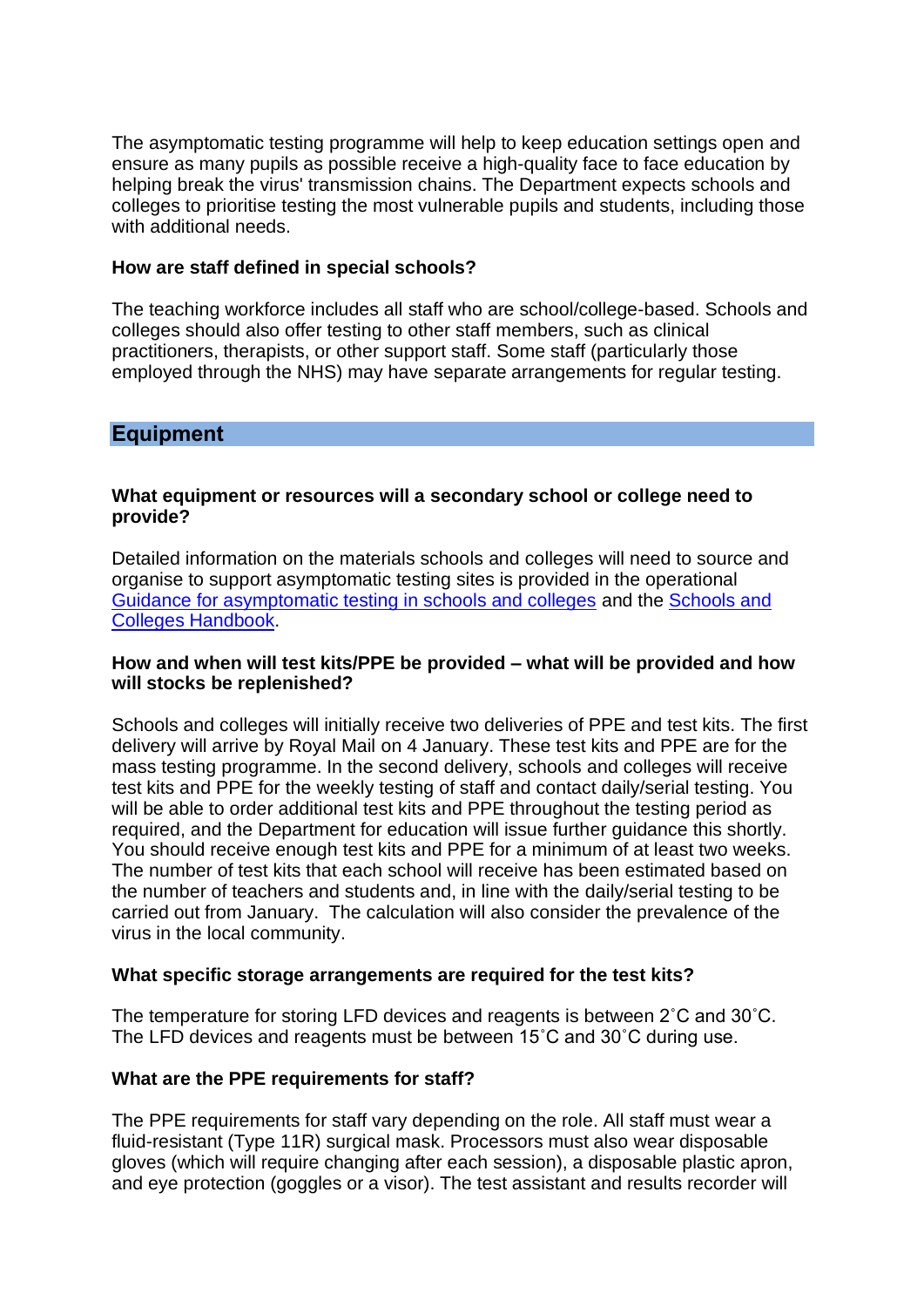The asymptomatic testing programme will help to keep education settings open and ensure as many pupils as possible receive a high-quality face to face education by helping break the virus' transmission chains. The Department expects schools and colleges to prioritise testing the most vulnerable pupils and students, including those with additional needs.

**How are staff defined in special schools?**

The teaching workforce includes all staff who are school/college-based. Schools and colleges should also offer testing to other staff members, such as clinical practitioners, therapists, or other support staff. Some staff (particularly those employed through the NHS) may have separate arrangements for regular testing.

## Equipment

**What equipment or resources will a secondary school or college need to provide?**

Detailed information on the materials schools and colleges will need to source and organise to support asymptomatic testing sites is provided in the operational [Guidance for asymptomatic testing in schools and colleges]() and the [Schools and Colleges Handbook]().

**How and when will test kits/PPE be provided – what will be provided and how will stocks be replenished?**

Schools and colleges will initially receive two deliveries of PPE and test kits. The first delivery will arrive by Royal Mail on 4 January. These test kits and PPE are for the mass testing programme. In the second delivery, schools and colleges will receive test kits and PPE for the weekly testing of staff and contact daily/serial testing. You will be able to order additional test kits and PPE throughout the testing period as required, and the Department for education will issue further guidance this shortly. You should receive enough test kits and PPE for a minimum of at least two weeks. The number of test kits that each school will receive has been estimated based on the number of teachers and students and, in line with the daily/serial testing to be carried out from January. The calculation will also consider the prevalence of the virus in the local community.

**What specific storage arrangements are required for the test kits?**

The temperature for storing LFD devices and reagents is between 2˚C and 30˚C. The LFD devices and reagents must be between 15˚C and 30˚C during use.

**What are the PPE requirements for staff?**

The PPE requirements for staff vary depending on the role. All staff must wear a fluid-resistant (Type 11R) surgical mask. Processors must also wear disposable gloves (which will require changing after each session), a disposable plastic apron, and eye protection (goggles or a visor). The test assistant and results recorder will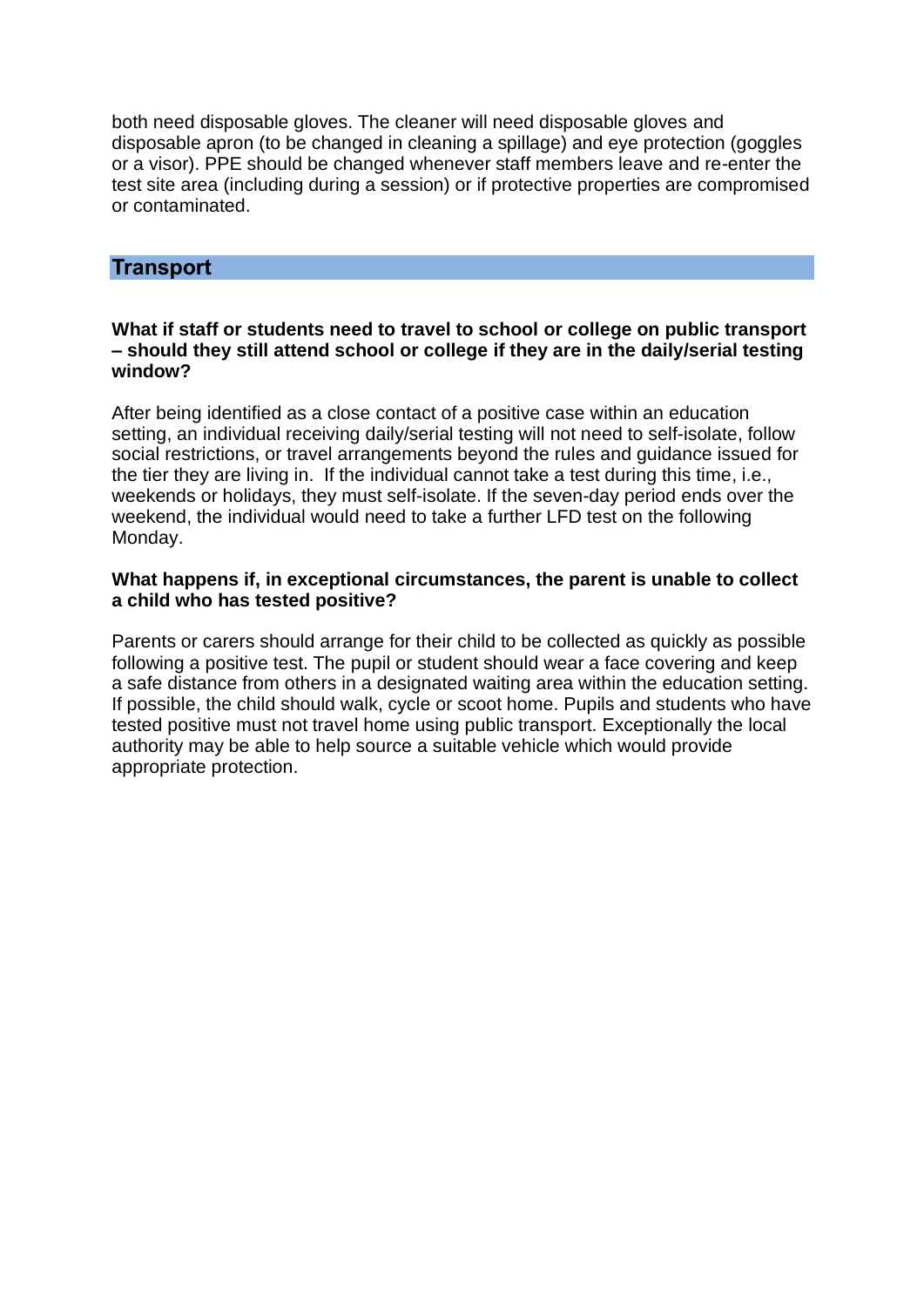both need disposable gloves. The cleaner will need disposable gloves and disposable apron (to be changed in cleaning a spillage) and eye protection (goggles or a visor). PPE should be changed whenever staff members leave and re-enter the test site area (including during a session) or if protective properties are compromised or contaminated.

## Transport

**What if staff or students need to travel to school or college on public transport – should they still attend school or college if they are in the daily/serial testing window?**

After being identified as a close contact of a positive case within an education setting, an individual receiving daily/serial testing will not need to self-isolate, follow social restrictions, or travel arrangements beyond the rules and guidance issued for the tier they are living in. If the individual cannot take a test during this time, i.e., weekends or holidays, they must self-isolate. If the seven-day period ends over the weekend, the individual would need to take a further LFD test on the following Monday.

**What happens if, in exceptional circumstances, the parent is unable to collect a child who has tested positive?**

Parents or carers should arrange for their child to be collected as quickly as possible following a positive test. The pupil or student should wear a face covering and keep a safe distance from others in a designated waiting area within the education setting. If possible, the child should walk, cycle or scoot home. Pupils and students who have tested positive must not travel home using public transport. Exceptionally the local authority may be able to help source a suitable vehicle which would provide appropriate protection.